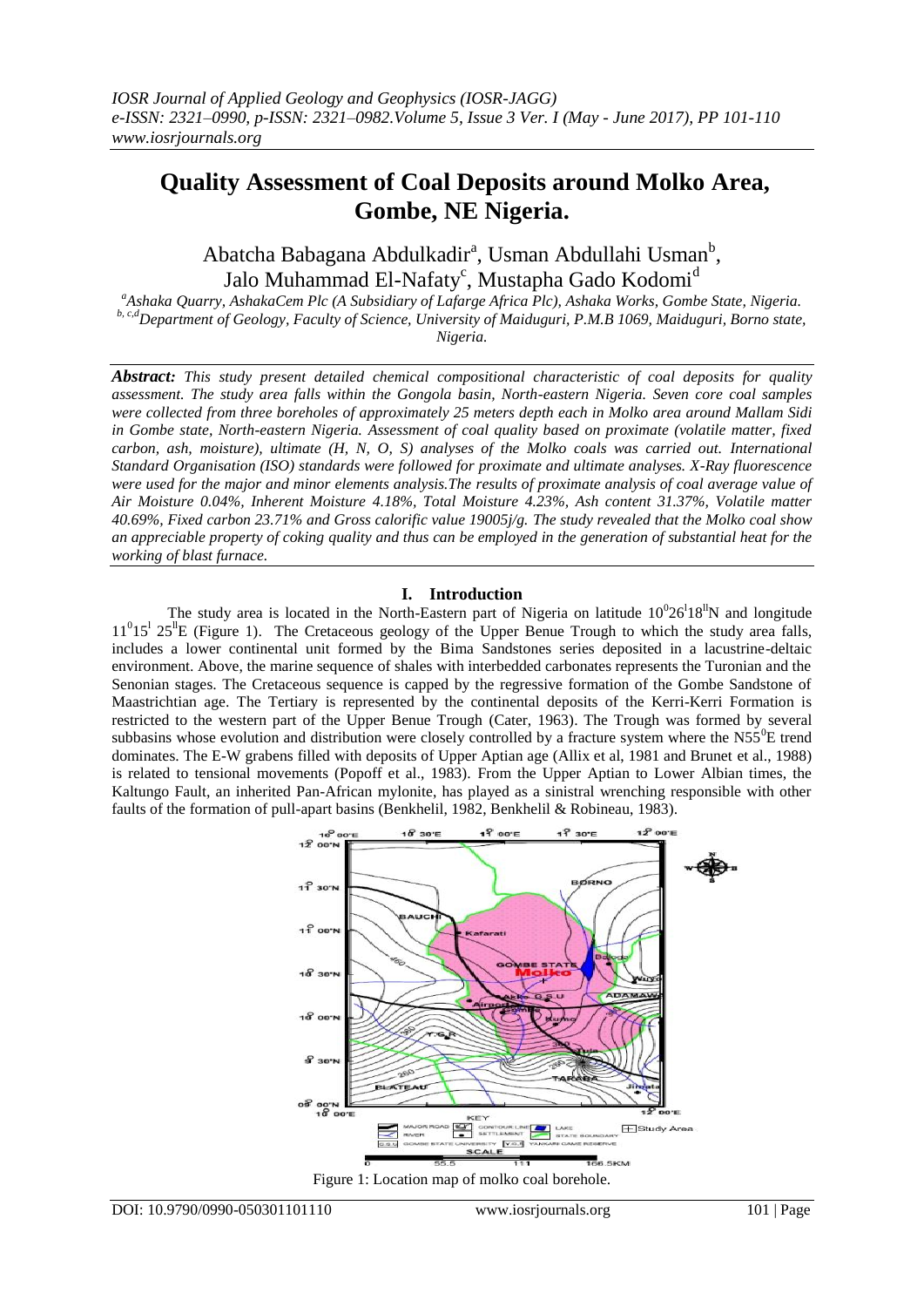# Quality Assessment of Coal Deposits around Molko Area, Gombe, NE Nigeria.

Abatcha Babagana Abdulkadir[a], Usman Abdullahi Usman[b], Jalo Muhammad El-Nafaty[c], Mustapha Gado Kodomi[d]

[a]Ashaka Quarry, AshakaCem Plc (A Subsidiary of Lafarge Africa Plc), Ashaka Works, Gombe State, Nigeria.
[b, c,d]Department of Geology, Faculty of Science, University of Maiduguri, P.M.B 1069, Maiduguri, Borno state, Nigeria.

***Abstract:*** *This study present detailed chemical compositional characteristic of coal deposits for quality assessment. The study area falls within the Gongola basin, North-eastern Nigeria. Seven core coal samples were collected from three boreholes of approximately 25 meters depth each in Molko area around Mallam Sidi in Gombe state, North-eastern Nigeria. Assessment of coal quality based on proximate (volatile matter, fixed carbon, ash, moisture), ultimate (H, N, O, S) analyses of the Molko coals was carried out. International Standard Organisation (ISO) standards were followed for proximate and ultimate analyses. X-Ray fluorescence were used for the major and minor elements analysis.The results of proximate analysis of coal average value of Air Moisture 0.04%, Inherent Moisture 4.18%, Total Moisture 4.23%, Ash content 31.37%, Volatile matter 40.69%, Fixed carbon 23.71% and Gross calorific value 19005j/g. The study revealed that the Molko coal show an appreciable property of coking quality and thus can be employed in the generation of substantial heat for the working of blast furnace.*

## I. Introduction

The study area is located in the North-Eastern part of Nigeria on latitude $10^{0}26^{I}18^{II}$N and longitude $11^{0}15^{I}$ $25^{II}$E (Figure 1). The Cretaceous geology of the Upper Benue Trough to which the study area falls, includes a lower continental unit formed by the Bima Sandstones series deposited in a lacustrine-deltaic environment. Above, the marine sequence of shales with interbedded carbonates represents the Turonian and the Senonian stages. The Cretaceous sequence is capped by the regressive formation of the Gombe Sandstone of Maastrichtian age. The Tertiary is represented by the continental deposits of the Kerri-Kerri Formation is restricted to the western part of the Upper Benue Trough (Cater, 1963). The Trough was formed by several subbasins whose evolution and distribution were closely controlled by a fracture system where the N55$^{0}$E trend dominates. The E-W grabens filled with deposits of Upper Aptian age (Allix et al, 1981 and Brunet et al., 1988) is related to tensional movements (Popoff et al., 1983). From the Upper Aptian to Lower Albian times, the Kaltungo Fault, an inherited Pan-African mylonite, has played as a sinistral wrenching responsible with other faults of the formation of pull-apart basins (Benkhelil, 1982, Benkhelil & Robineau, 1983).

Figure 1: Location map of molko coal borehole.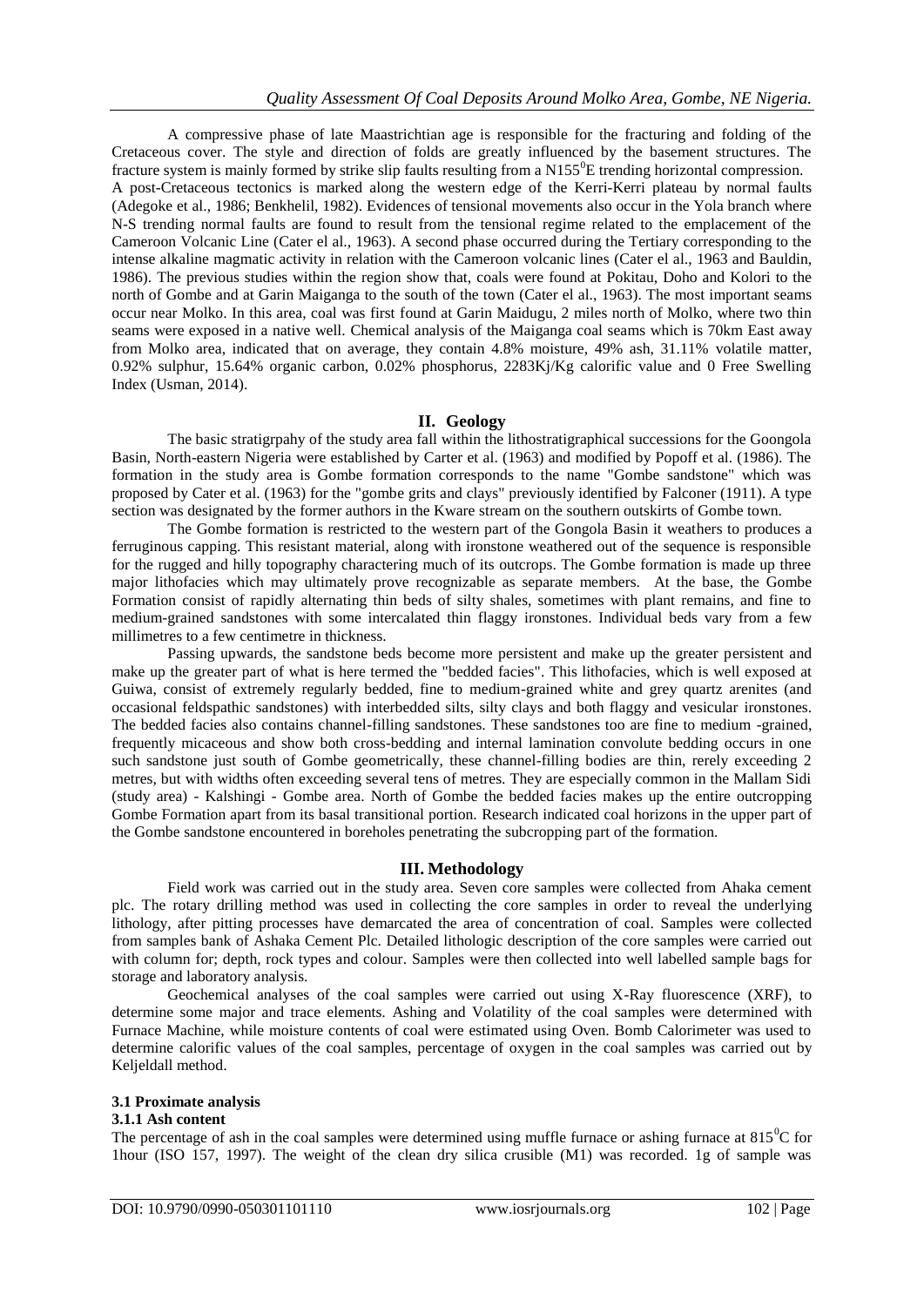A compressive phase of late Maastrichtian age is responsible for the fracturing and folding of the Cretaceous cover. The style and direction of folds are greatly influenced by the basement structures. The fracture system is mainly formed by strike slip faults resulting from a N155$^0$E trending horizontal compression.
A post-Cretaceous tectonics is marked along the western edge of the Kerri-Kerri plateau by normal faults (Adegoke et al., 1986; Benkhelil, 1982). Evidences of tensional movements also occur in the Yola branch where N-S trending normal faults are found to result from the tensional regime related to the emplacement of the Cameroon Volcanic Line (Cater et al., 1963). A second phase occurred during the Tertiary corresponding to the intense alkaline magmatic activity in relation with the Cameroon volcanic lines (Cater el al., 1963 and Bauldin, 1986). The previous studies within the region show that, coals were found at Pokitau, Doho and Kolori to the north of Gombe and at Garin Maiganga to the south of the town (Cater el al., 1963). The most important seams occur near Molko. In this area, coal was first found at Garin Maidugu, 2 miles north of Molko, where two thin seams were exposed in a native well. Chemical analysis of the Maiganga coal seams which is 70km East away from Molko area, indicated that on average, they contain 4.8% moisture, 49% ash, 31.11% volatile matter, 0.92% sulphur, 15.64% organic carbon, 0.02% phosphorus, 2283Kj/Kg calorific value and 0 Free Swelling Index (Usman, 2014).

## II. Geology

The basic stratigrpahy of the study area fall within the lithostratigraphical successions for the Goongola Basin, North-eastern Nigeria were established by Carter et al. (1963) and modified by Popoff et al. (1986). The formation in the study area is Gombe formation corresponds to the name "Gombe sandstone" which was proposed by Cater et al. (1963) for the "gombe grits and clays" previously identified by Falconer (1911). A type section was designated by the former authors in the Kware stream on the southern outskirts of Gombe town.

The Gombe formation is restricted to the western part of the Gongola Basin it weathers to produces a ferruginous capping. This resistant material, along with ironstone weathered out of the sequence is responsible for the rugged and hilly topography charactering much of its outcrops. The Gombe formation is made up three major lithofacies which may ultimately prove recognizable as separate members. At the base, the Gombe Formation consist of rapidly alternating thin beds of silty shales, sometimes with plant remains, and fine to medium-grained sandstones with some intercalated thin flaggy ironstones. Individual beds vary from a few millimetres to a few centimetre in thickness.

Passing upwards, the sandstone beds become more persistent and make up the greater persistent and make up the greater part of what is here termed the "bedded facies". This lithofacies, which is well exposed at Guiwa, consist of extremely regularly bedded, fine to medium-grained white and grey quartz arenites (and occasional feldspathic sandstones) with interbedded silts, silty clays and both flaggy and vesicular ironstones. The bedded facies also contains channel-filling sandstones. These sandstones too are fine to medium -grained, frequently micaceous and show both cross-bedding and internal lamination convolute bedding occurs in one such sandstone just south of Gombe geometrically, these channel-filling bodies are thin, rerely exceeding 2 metres, but with widths often exceeding several tens of metres. They are especially common in the Mallam Sidi (study area) - Kalshingi - Gombe area. North of Gombe the bedded facies makes up the entire outcropping Gombe Formation apart from its basal transitional portion. Research indicated coal horizons in the upper part of the Gombe sandstone encountered in boreholes penetrating the subcropping part of the formation.

## III. Methodology

Field work was carried out in the study area. Seven core samples were collected from Ahaka cement plc. The rotary drilling method was used in collecting the core samples in order to reveal the underlying lithology, after pitting processes have demarcated the area of concentration of coal. Samples were collected from samples bank of Ashaka Cement Plc. Detailed lithologic description of the core samples were carried out with column for; depth, rock types and colour. Samples were then collected into well labelled sample bags for storage and laboratory analysis.

Geochemical analyses of the coal samples were carried out using X-Ray fluorescence (XRF), to determine some major and trace elements. Ashing and Volatility of the coal samples were determined with Furnace Machine, while moisture contents of coal were estimated using Oven. Bomb Calorimeter was used to determine calorific values of the coal samples, percentage of oxygen in the coal samples was carried out by Keljeldall method.

### 3.1 Proximate analysis

#### 3.1.1 Ash content

The percentage of ash in the coal samples were determined using muffle furnace or ashing furnace at 815$^0$C for 1hour (ISO 157, 1997). The weight of the clean dry silica crusible (M1) was recorded. 1g of sample was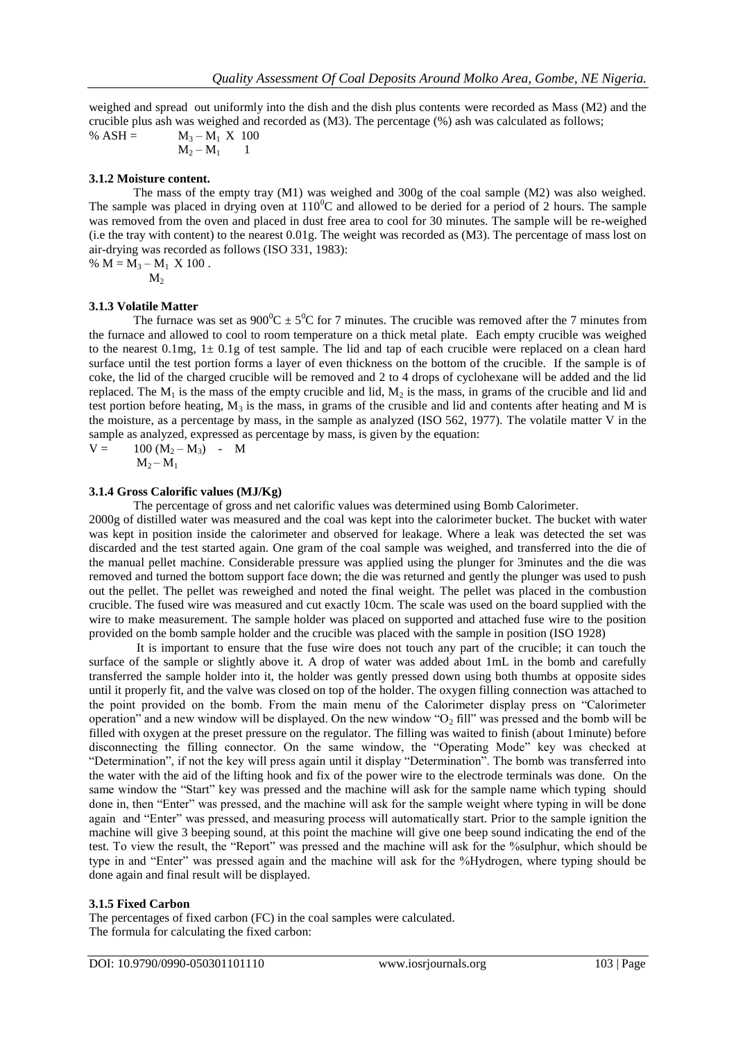weighed and spread out uniformly into the dish and the dish plus contents were recorded as Mass (M2) and the crucible plus ash was weighed and recorded as (M3). The percentage (%) ash was calculated as follows;

$$\% \text{ ASH} = \frac{M_3 - M_1}{M_2 - M_1} \times \frac{100}{1}$$

### 3.1.2 Moisture content.

The mass of the empty tray (M1) was weighed and 300g of the coal sample (M2) was also weighed. The sample was placed in drying oven at $110^0$C and allowed to be deried for a period of 2 hours. The sample was removed from the oven and placed in dust free area to cool for 30 minutes. The sample will be re-weighed (i.e the tray with content) to the nearest 0.01g. The weight was recorded as (M3). The percentage of mass lost on air-drying was recorded as follows (ISO 331, 1983):

$$\% M = \frac{M_3 - M_1}{M_2} \times 100.$$

### 3.1.3 Volatile Matter

The furnace was set as $900^0C \pm 5^0C$ for 7 minutes. The crucible was removed after the 7 minutes from the furnace and allowed to cool to room temperature on a thick metal plate. Each empty crucible was weighed to the nearest 0.1mg, $1 \pm 0.1$g of test sample. The lid and tap of each crucible were replaced on a clean hard surface until the test portion forms a layer of even thickness on the bottom of the crucible. If the sample is of coke, the lid of the charged crucible will be removed and 2 to 4 drops of cyclohexane will be added and the lid replaced. The $M_1$ is the mass of the empty crucible and lid, $M_2$ is the mass, in grams of the crucible and lid and test portion before heating, $M_3$ is the mass, in grams of the crusible and lid and contents after heating and M is the moisture, as a percentage by mass, in the sample as analyzed (ISO 562, 1977). The volatile matter V in the sample as analyzed, expressed as percentage by mass, is given by the equation:

$$V = \frac{100\,(M_2 - M_3)}{M_2 - M_1} - M$$

### 3.1.4 Gross Calorific values (MJ/Kg)

The percentage of gross and net calorific values was determined using Bomb Calorimeter.

2000g of distilled water was measured and the coal was kept into the calorimeter bucket. The bucket with water was kept in position inside the calorimeter and observed for leakage. Where a leak was detected the set was discarded and the test started again. One gram of the coal sample was weighed, and transferred into the die of the manual pellet machine. Considerable pressure was applied using the plunger for 3minutes and the die was removed and turned the bottom support face down; the die was returned and gently the plunger was used to push out the pellet. The pellet was reweighed and noted the final weight. The pellet was placed in the combustion crucible. The fused wire was measured and cut exactly 10cm. The scale was used on the board supplied with the wire to make measurement. The sample holder was placed on supported and attached fuse wire to the position provided on the bomb sample holder and the crucible was placed with the sample in position (ISO 1928)

It is important to ensure that the fuse wire does not touch any part of the crucible; it can touch the surface of the sample or slightly above it. A drop of water was added about 1mL in the bomb and carefully transferred the sample holder into it, the holder was gently pressed down using both thumbs at opposite sides until it properly fit, and the valve was closed on top of the holder. The oxygen filling connection was attached to the point provided on the bomb. From the main menu of the Calorimeter display press on "Calorimeter operation" and a new window will be displayed. On the new window "$O_2$ fill" was pressed and the bomb will be filled with oxygen at the preset pressure on the regulator. The filling was waited to finish (about 1minute) before disconnecting the filling connector. On the same window, the "Operating Mode" key was checked at "Determination", if not the key will press again until it display "Determination". The bomb was transferred into the water with the aid of the lifting hook and fix of the power wire to the electrode terminals was done. On the same window the "Start" key was pressed and the machine will ask for the sample name which typing should done in, then "Enter" was pressed, and the machine will ask for the sample weight where typing in will be done again and "Enter" was pressed, and measuring process will automatically start. Prior to the sample ignition the machine will give 3 beeping sound, at this point the machine will give one beep sound indicating the end of the test. To view the result, the "Report" was pressed and the machine will ask for the %sulphur, which should be type in and "Enter" was pressed again and the machine will ask for the %Hydrogen, where typing should be done again and final result will be displayed.

### 3.1.5 Fixed Carbon

The percentages of fixed carbon (FC) in the coal samples were calculated.
The formula for calculating the fixed carbon: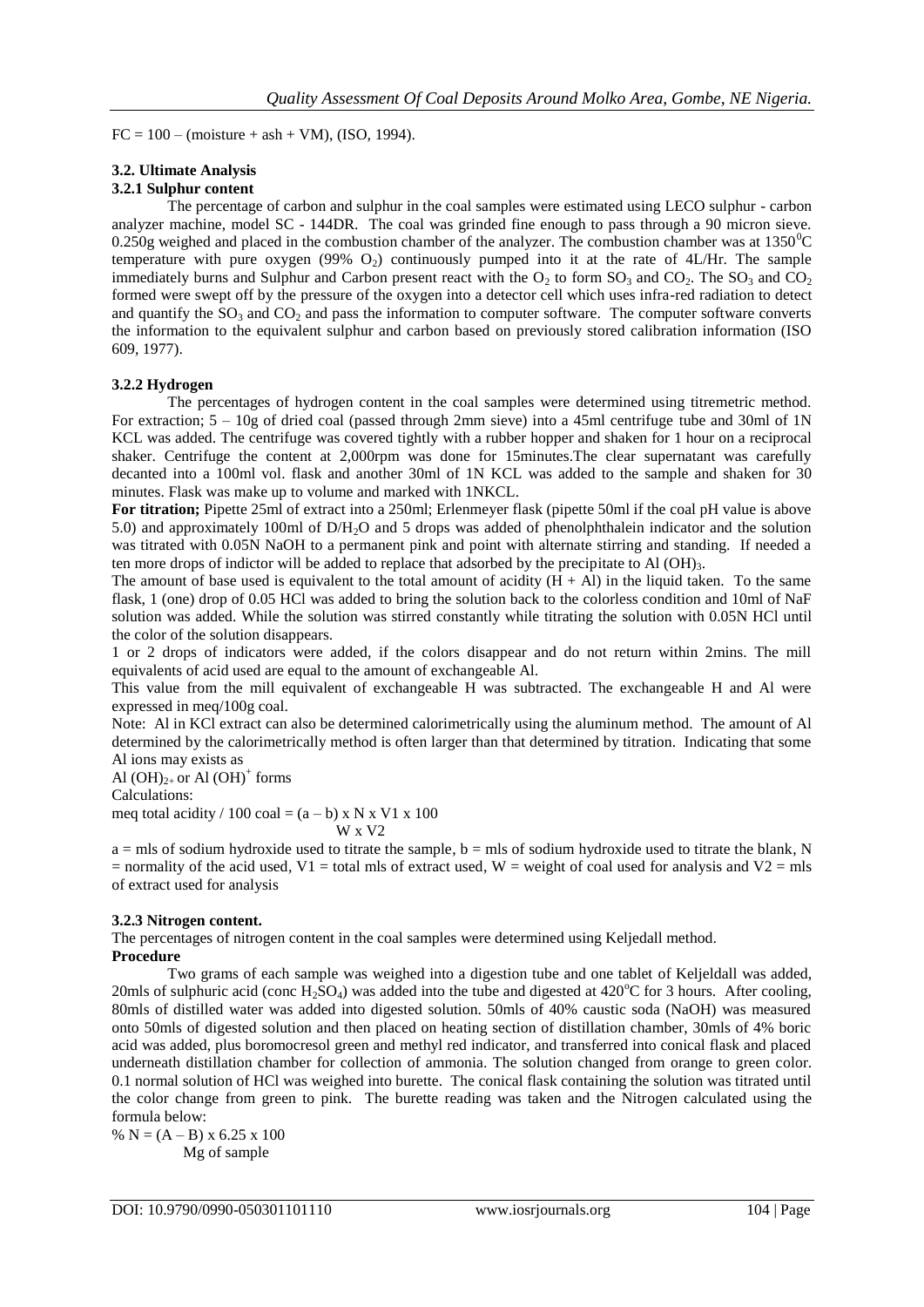FC = 100 – (moisture + ash + VM), (ISO, 1994).

### 3.2. Ultimate Analysis

#### 3.2.1 Sulphur content

The percentage of carbon and sulphur in the coal samples were estimated using LECO sulphur - carbon analyzer machine, model SC - 144DR. The coal was grinded fine enough to pass through a 90 micron sieve. 0.250g weighed and placed in the combustion chamber of the analyzer. The combustion chamber was at $1350^0$C temperature with pure oxygen (99% $O_2$) continuously pumped into it at the rate of 4L/Hr. The sample immediately burns and Sulphur and Carbon present react with the $O_2$ to form $SO_3$ and $CO_2$. The $SO_3$ and $CO_2$ formed were swept off by the pressure of the oxygen into a detector cell which uses infra-red radiation to detect and quantify the $SO_3$ and $CO_2$ and pass the information to computer software. The computer software converts the information to the equivalent sulphur and carbon based on previously stored calibration information (ISO 609, 1977).

#### 3.2.2 Hydrogen

The percentages of hydrogen content in the coal samples were determined using titremetric method. For extraction; 5 – 10g of dried coal (passed through 2mm sieve) into a 45ml centrifuge tube and 30ml of 1N KCL was added. The centrifuge was covered tightly with a rubber hopper and shaken for 1 hour on a reciprocal shaker. Centrifuge the content at 2,000rpm was done for 15minutes.The clear supernatant was carefully decanted into a 100ml vol. flask and another 30ml of 1N KCL was added to the sample and shaken for 30 minutes. Flask was make up to volume and marked with 1NKCL.

**For titration;** Pipette 25ml of extract into a 250ml; Erlenmeyer flask (pipette 50ml if the coal pH value is above 5.0) and approximately 100ml of D/$H_2O$ and 5 drops was added of phenolphthalein indicator and the solution was titrated with 0.05N NaOH to a permanent pink and point with alternate stirring and standing. If needed a ten more drops of indictor will be added to replace that adsorbed by the precipitate to Al $(OH)_3$.

The amount of base used is equivalent to the total amount of acidity (H + Al) in the liquid taken. To the same flask, 1 (one) drop of 0.05 HCl was added to bring the solution back to the colorless condition and 10ml of NaF solution was added. While the solution was stirred constantly while titrating the solution with 0.05N HCl until the color of the solution disappears.

1 or 2 drops of indicators were added, if the colors disappear and do not return within 2mins. The mill equivalents of acid used are equal to the amount of exchangeable Al.

This value from the mill equivalent of exchangeable H was subtracted. The exchangeable H and Al were expressed in meq/100g coal.

Note: Al in KCl extract can also be determined calorimetrically using the aluminum method. The amount of Al determined by the calorimetrically method is often larger than that determined by titration. Indicating that some Al ions may exists as

Al $(OH)_{2+}$ or Al $(OH)^+$ forms

Calculations:

$$\text{meq total acidity / 100 coal} = \frac{(a - b) \times N \times V1 \times 100}{W \times V2}$$

a = mls of sodium hydroxide used to titrate the sample, b = mls of sodium hydroxide used to titrate the blank, N = normality of the acid used, V1 = total mls of extract used, W = weight of coal used for analysis and V2 = mls of extract used for analysis

#### 3.2.3 Nitrogen content.

The percentages of nitrogen content in the coal samples were determined using Keljedall method.

**Procedure**

Two grams of each sample was weighed into a digestion tube and one tablet of Keljeldall was added, 20mls of sulphuric acid (conc $H_2SO_4$) was added into the tube and digested at 420°C for 3 hours. After cooling, 80mls of distilled water was added into digested solution. 50mls of 40% caustic soda (NaOH) was measured onto 50mls of digested solution and then placed on heating section of distillation chamber, 30mls of 4% boric acid was added, plus boromocresol green and methyl red indicator, and transferred into conical flask and placed underneath distillation chamber for collection of ammonia. The solution changed from orange to green color. 0.1 normal solution of HCl was weighed into burette. The conical flask containing the solution was titrated until the color change from green to pink. The burette reading was taken and the Nitrogen calculated using the formula below:

$$\% N = \frac{(A - B) \times 6.25 \times 100}{\text{Mg of sample}}$$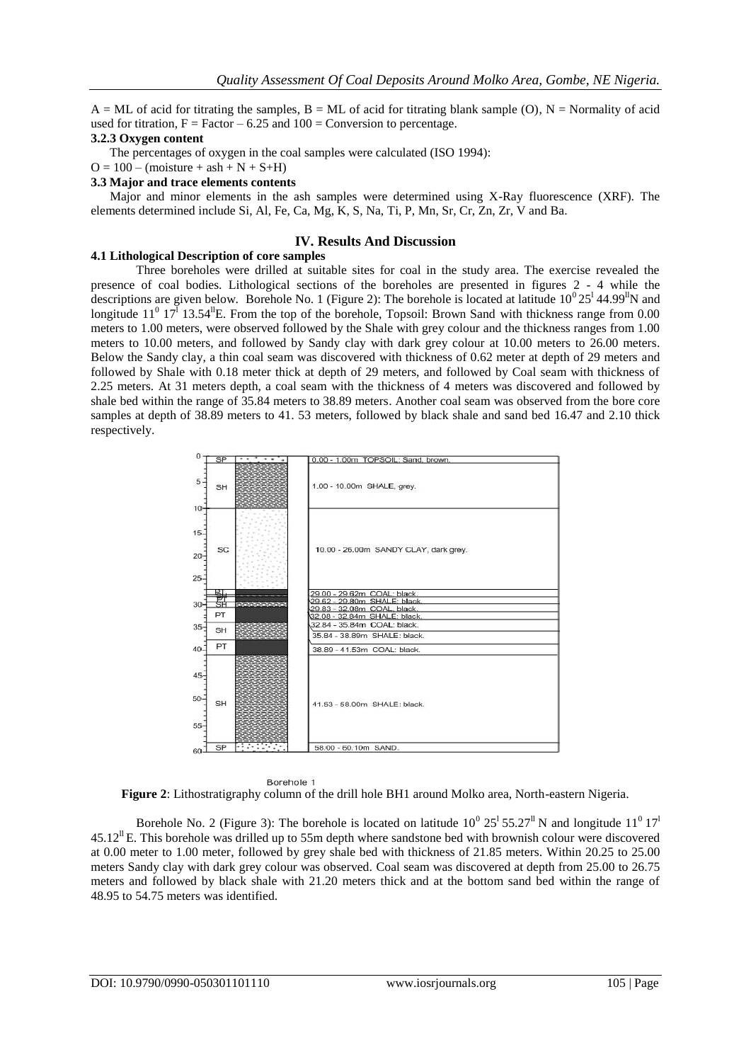A = ML of acid for titrating the samples, B = ML of acid for titrating blank sample (O), N = Normality of acid used for titration, F = Factor – 6.25 and 100 = Conversion to percentage.

### 3.2.3 Oxygen content

The percentages of oxygen in the coal samples were calculated (ISO 1994):

$O = 100 - (\text{moisture} + \text{ash} + N + S + H)$

### 3.3 Major and trace elements contents

Major and minor elements in the ash samples were determined using X-Ray fluorescence (XRF). The elements determined include Si, Al, Fe, Ca, Mg, K, S, Na, Ti, P, Mn, Sr, Cr, Zn, Zr, V and Ba.

## IV. Results And Discussion

### 4.1 Lithological Description of core samples

Three boreholes were drilled at suitable sites for coal in the study area. The exercise revealed the presence of coal bodies. Lithological sections of the boreholes are presented in figures 2 - 4 while the descriptions are given below. Borehole No. 1 (Figure 2): The borehole is located at latitude $10^{0} 25^{l} 44.99^{ll}$N and longitude $11^{0} 17^{l} 13.54^{ll}$E. From the top of the borehole, Topsoil: Brown Sand with thickness range from 0.00 meters to 1.00 meters, were observed followed by the Shale with grey colour and the thickness ranges from 1.00 meters to 10.00 meters, and followed by Sandy clay with dark grey colour at 10.00 meters to 26.00 meters. Below the Sandy clay, a thin coal seam was discovered with thickness of 0.62 meter at depth of 29 meters and followed by Shale with 0.18 meter thick at depth of 29 meters, and followed by Coal seam with thickness of 2.25 meters. At 31 meters depth, a coal seam with the thickness of 4 meters was discovered and followed by shale bed within the range of 35.84 meters to 38.89 meters. Another coal seam was observed from the bore core samples at depth of 38.89 meters to 41. 53 meters, followed by black shale and sand bed 16.47 and 2.10 thick respectively.

Borehole 1

**Figure 2**: Lithostratigraphy column of the drill hole BH1 around Molko area, North-eastern Nigeria.

Borehole No. 2 (Figure 3): The borehole is located on latitude $10^{0}$ $25^{l}$ $55.27^{ll}$ N and longitude $11^{0}$ $17^{l}$ $45.12^{ll}$ E. This borehole was drilled up to 55m depth where sandstone bed with brownish colour were discovered at 0.00 meter to 1.00 meter, followed by grey shale bed with thickness of 21.85 meters. Within 20.25 to 25.00 meters Sandy clay with dark grey colour was observed. Coal seam was discovered at depth from 25.00 to 26.75 meters and followed by black shale with 21.20 meters thick and at the bottom sand bed within the range of 48.95 to 54.75 meters was identified.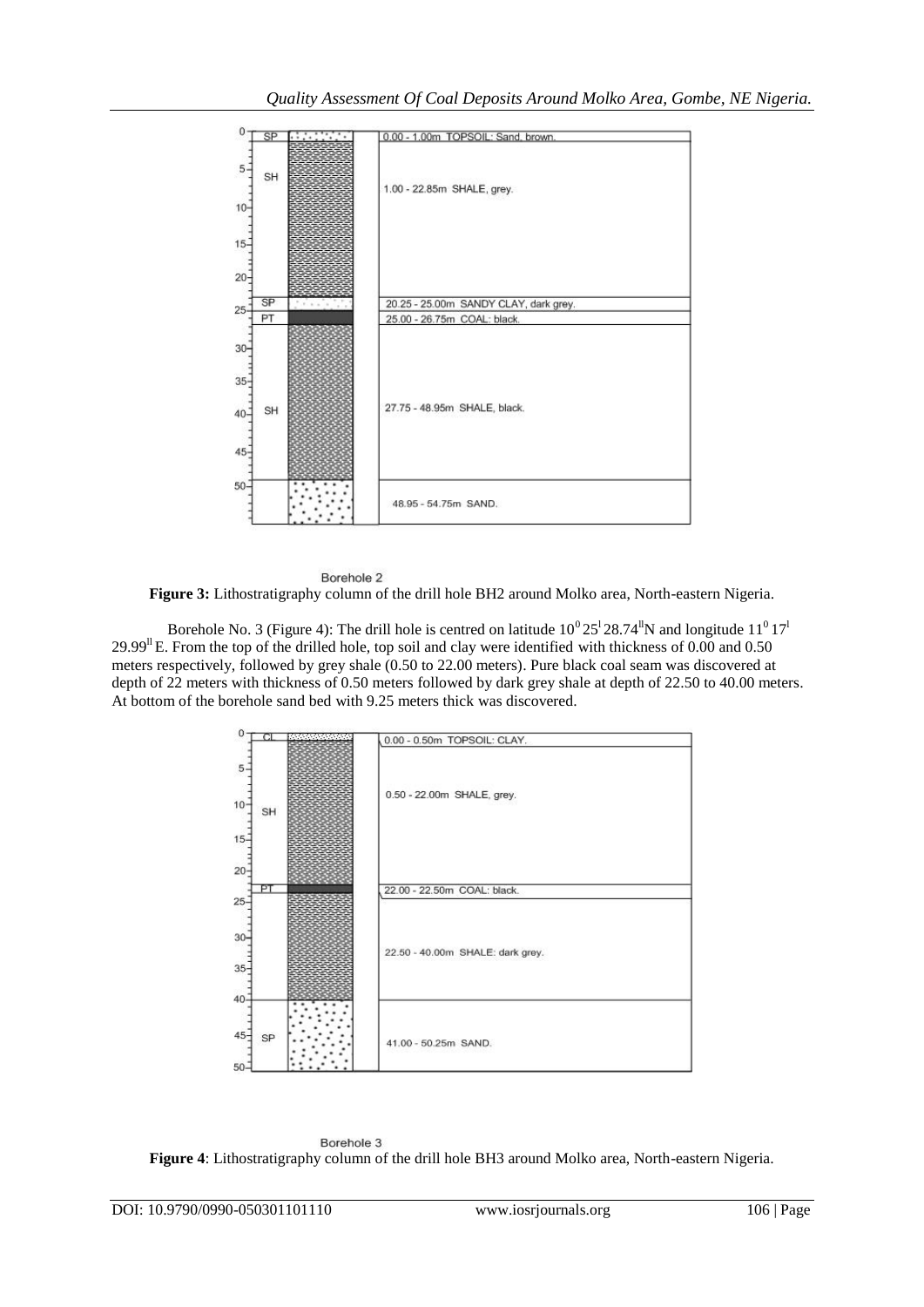Borehole 2

**Figure 3:** Lithostratigraphy column of the drill hole BH2 around Molko area, North-eastern Nigeria.

Borehole No. 3 (Figure 4): The drill hole is centred on latitude $10^0 25^I 28.74^{II}$N and longitude $11^0 17^I 29.99^{II}$ E. From the top of the drilled hole, top soil and clay were identified with thickness of 0.00 and 0.50 meters respectively, followed by grey shale (0.50 to 22.00 meters). Pure black coal seam was discovered at depth of 22 meters with thickness of 0.50 meters followed by dark grey shale at depth of 22.50 to 40.00 meters. At bottom of the borehole sand bed with 9.25 meters thick was discovered.

Borehole 3

**Figure 4**: Lithostratigraphy column of the drill hole BH3 around Molko area, North-eastern Nigeria.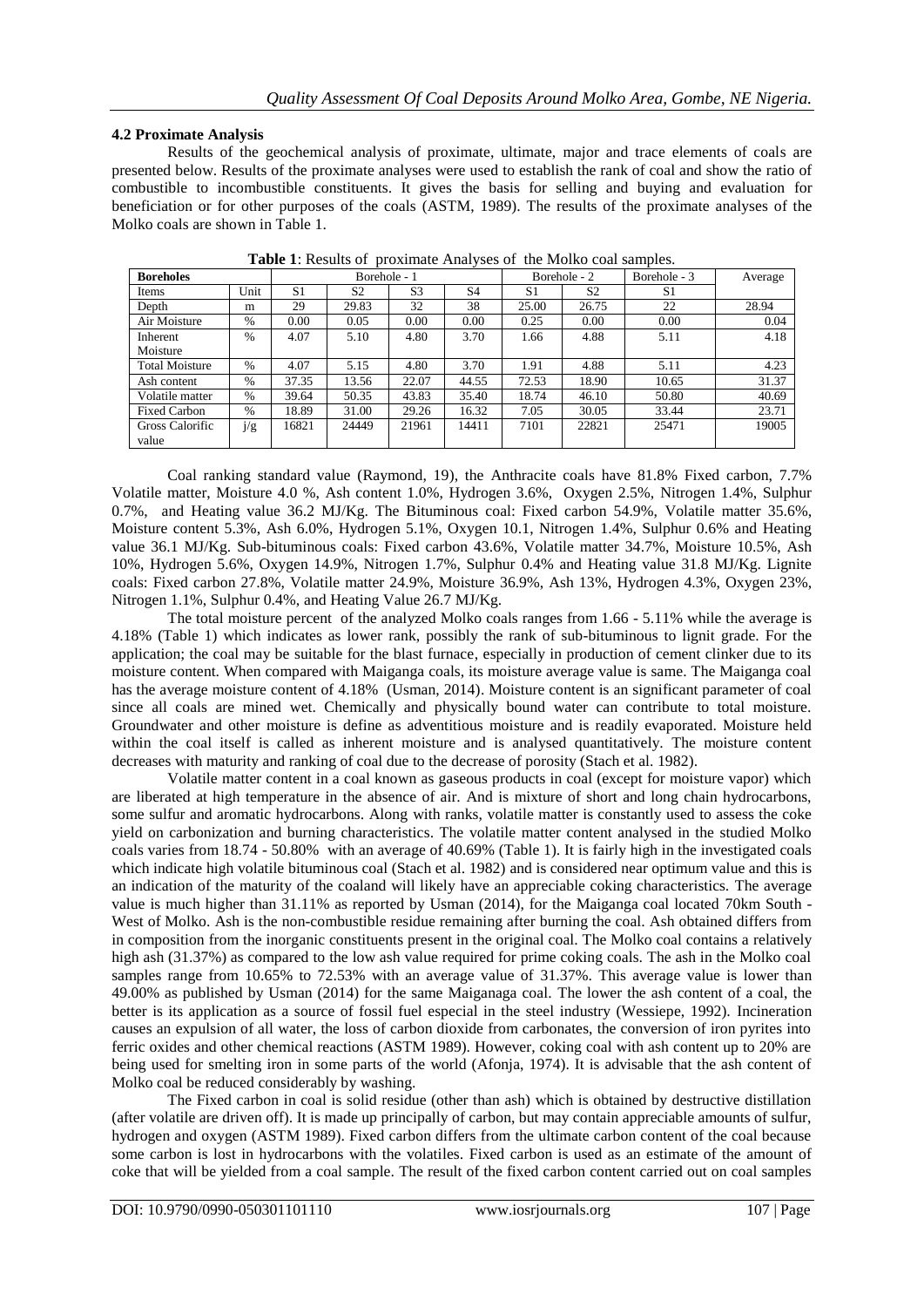### 4.2 Proximate Analysis

Results of the geochemical analysis of proximate, ultimate, major and trace elements of coals are presented below. Results of the proximate analyses were used to establish the rank of coal and show the ratio of combustible to incombustible constituents. It gives the basis for selling and buying and evaluation for beneficiation or for other purposes of the coals (ASTM, 1989). The results of the proximate analyses of the Molko coals are shown in Table 1.

**Table 1**: Results of proximate Analyses of the Molko coal samples.

| **Boreholes** | | Borehole - 1 | | | | Borehole - 2 | | Borehole - 3 | Average |
|---|---|---|---|---|---|---|---|---|---|
| Items | Unit | S1 | S2 | S3 | S4 | S1 | S2 | S1 | |
| Depth | m | 29 | 29.83 | 32 | 38 | 25.00 | 26.75 | 22 | 28.94 |
| Air Moisture | % | 0.00 | 0.05 | 0.00 | 0.00 | 0.25 | 0.00 | 0.00 | 0.04 |
| Inherent Moisture | % | 4.07 | 5.10 | 4.80 | 3.70 | 1.66 | 4.88 | 5.11 | 4.18 |
| Total Moisture | % | 4.07 | 5.15 | 4.80 | 3.70 | 1.91 | 4.88 | 5.11 | 4.23 |
| Ash content | % | 37.35 | 13.56 | 22.07 | 44.55 | 72.53 | 18.90 | 10.65 | 31.37 |
| Volatile matter | % | 39.64 | 50.35 | 43.83 | 35.40 | 18.74 | 46.10 | 50.80 | 40.69 |
| Fixed Carbon | % | 18.89 | 31.00 | 29.26 | 16.32 | 7.05 | 30.05 | 33.44 | 23.71 |
| Gross Calorific value | j/g | 16821 | 24449 | 21961 | 14411 | 7101 | 22821 | 25471 | 19005 |

Coal ranking standard value (Raymond, 19), the Anthracite coals have 81.8% Fixed carbon, 7.7% Volatile matter, Moisture 4.0 %, Ash content 1.0%, Hydrogen 3.6%, Oxygen 2.5%, Nitrogen 1.4%, Sulphur 0.7%, and Heating value 36.2 MJ/Kg. The Bituminous coal: Fixed carbon 54.9%, Volatile matter 35.6%, Moisture content 5.3%, Ash 6.0%, Hydrogen 5.1%, Oxygen 10.1, Nitrogen 1.4%, Sulphur 0.6% and Heating value 36.1 MJ/Kg. Sub-bituminous coals: Fixed carbon 43.6%, Volatile matter 34.7%, Moisture 10.5%, Ash 10%, Hydrogen 5.6%, Oxygen 14.9%, Nitrogen 1.7%, Sulphur 0.4% and Heating value 31.8 MJ/Kg. Lignite coals: Fixed carbon 27.8%, Volatile matter 24.9%, Moisture 36.9%, Ash 13%, Hydrogen 4.3%, Oxygen 23%, Nitrogen 1.1%, Sulphur 0.4%, and Heating Value 26.7 MJ/Kg.

The total moisture percent of the analyzed Molko coals ranges from 1.66 - 5.11% while the average is 4.18% (Table 1) which indicates as lower rank, possibly the rank of sub-bituminous to lignite grade. For the application; the coal may be suitable for the blast furnace, especially in production of cement clinker due to its moisture content. When compared with Maiganga coals, its moisture average value is same. The Maiganga coal has the average moisture content of 4.18% (Usman, 2014). Moisture content is an significant parameter of coal since all coals are mined wet. Chemically and physically bound water can contribute to total moisture. Groundwater and other moisture is define as adventitious moisture and is readily evaporated. Moisture held within the coal itself is called as inherent moisture and is analysed quantitatively. The moisture content decreases with maturity and ranking of coal due to the decrease of porosity (Stach et al. 1982).

Volatile matter content in a coal known as gaseous products in coal (except for moisture vapor) which are liberated at high temperature in the absence of air. And is mixture of short and long chain hydrocarbons, some sulfur and aromatic hydrocarbons. Along with ranks, volatile matter is constantly used to assess the coke yield on carbonization and burning characteristics. The volatile matter content analysed in the studied Molko coals varies from 18.74 - 50.80% with an average of 40.69% (Table 1). It is fairly high in the investigated coals which indicate high volatile bituminous coal (Stach et al. 1982) and is considered near optimum value and this is an indication of the maturity of the coaland will likely have an appreciable coking characteristics. The average value is much higher than 31.11% as reported by Usman (2014), for the Maiganga coal located 70km South - West of Molko. Ash is the non-combustible residue remaining after burning the coal. Ash obtained differs from in composition from the inorganic constituents present in the original coal. The Molko coal contains a relatively high ash (31.37%) as compared to the low ash value required for prime coking coals. The ash in the Molko coal samples range from 10.65% to 72.53% with an average value of 31.37%. This average value is lower than 49.00% as published by Usman (2014) for the same Maiganaga coal. The lower the ash content of a coal, the better is its application as a source of fossil fuel especial in the steel industry (Wessiepe, 1992). Incineration causes an expulsion of all water, the loss of carbon dioxide from carbonates, the conversion of iron pyrites into ferric oxides and other chemical reactions (ASTM 1989). However, coking coal with ash content up to 20% are being used for smelting iron in some parts of the world (Afonja, 1974). It is advisable that the ash content of Molko coal be reduced considerably by washing.

The Fixed carbon in coal is solid residue (other than ash) which is obtained by destructive distillation (after volatile are driven off). It is made up principally of carbon, but may contain appreciable amounts of sulfur, hydrogen and oxygen (ASTM 1989). Fixed carbon differs from the ultimate carbon content of the coal because some carbon is lost in hydrocarbons with the volatiles. Fixed carbon is used as an estimate of the amount of coke that will be yielded from a coal sample. The result of the fixed carbon content carried out on coal samples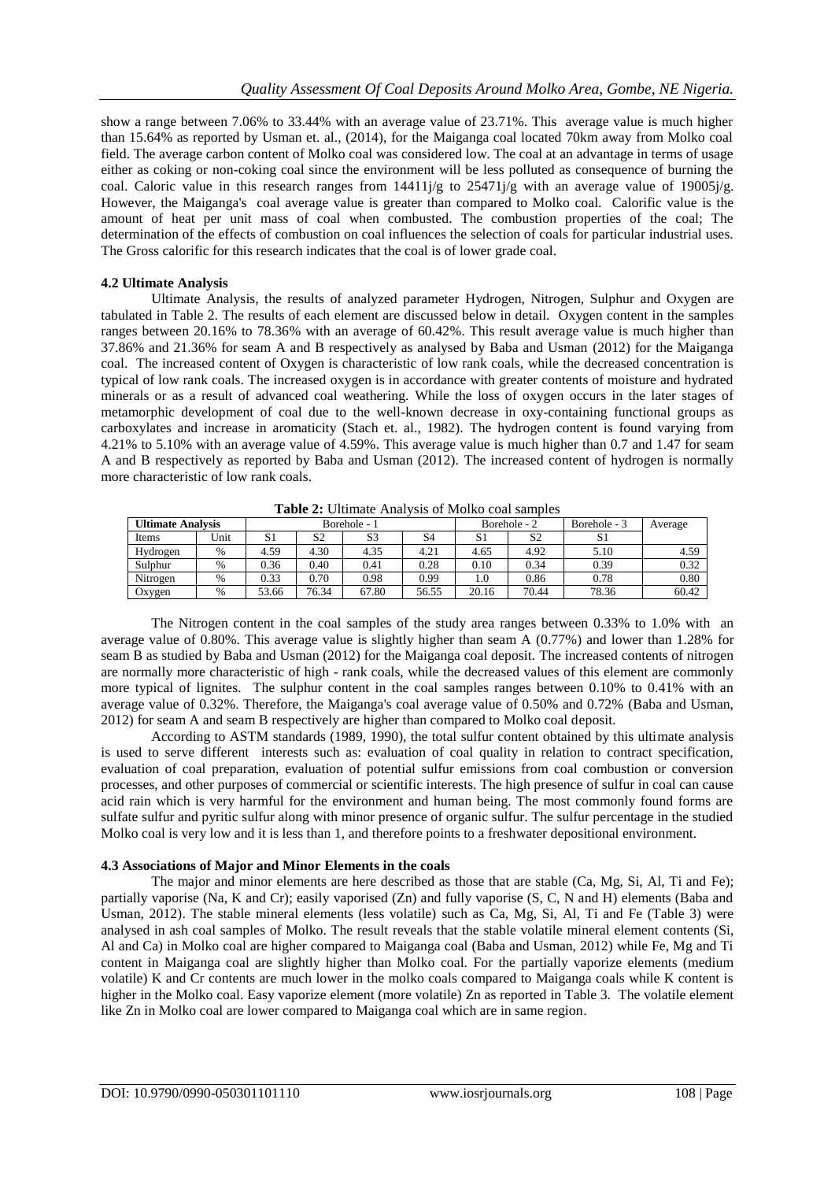show a range between 7.06% to 33.44% with an average value of 23.71%. This average value is much higher than 15.64% as reported by Usman et. al., (2014), for the Maiganga coal located 70km away from Molko coal field. The average carbon content of Molko coal was considered low. The coal at an advantage in terms of usage either as coking or non-coking coal since the environment will be less polluted as consequence of burning the coal. Caloric value in this research ranges from 14411j/g to 25471j/g with an average value of 19005j/g. However, the Maiganga's coal average value is greater than compared to Molko coal. Calorific value is the amount of heat per unit mass of coal when combusted. The combustion properties of the coal; The determination of the effects of combustion on coal influences the selection of coals for particular industrial uses. The Gross calorific for this research indicates that the coal is of lower grade coal.

### 4.2 Ultimate Analysis

Ultimate Analysis, the results of analyzed parameter Hydrogen, Nitrogen, Sulphur and Oxygen are tabulated in Table 2. The results of each element are discussed below in detail. Oxygen content in the samples ranges between 20.16% to 78.36% with an average of 60.42%. This result average value is much higher than 37.86% and 21.36% for seam A and B respectively as analysed by Baba and Usman (2012) for the Maiganga coal. The increased content of Oxygen is characteristic of low rank coals, while the decreased concentration is typical of low rank coals. The increased oxygen is in accordance with greater contents of moisture and hydrated minerals or as a result of advanced coal weathering. While the loss of oxygen occurs in the later stages of metamorphic development of coal due to the well-known decrease in oxy-containing functional groups as carboxylates and increase in aromaticity (Stach et. al., 1982). The hydrogen content is found varying from 4.21% to 5.10% with an average value of 4.59%. This average value is much higher than 0.7 and 1.47 for seam A and B respectively as reported by Baba and Usman (2012). The increased content of hydrogen is normally more characteristic of low rank coals.

**Table 2:** Ultimate Analysis of Molko coal samples

| **Ultimate Analysis** | | Borehole - 1 | | | | Borehole - 2 | | Borehole - 3 | Average |
|---|---|---|---|---|---|---|---|---|---|
| Items | Unit | S1 | S2 | S3 | S4 | S1 | S2 | S1 | |
| Hydrogen | % | 4.59 | 4.30 | 4.35 | 4.21 | 4.65 | 4.92 | 5.10 | 4.59 |
| Sulphur | % | 0.36 | 0.40 | 0.41 | 0.28 | 0.10 | 0.34 | 0.39 | 0.32 |
| Nitrogen | % | 0.33 | 0.70 | 0.98 | 0.99 | 1.0 | 0.86 | 0.78 | 0.80 |
| Oxygen | % | 53.66 | 76.34 | 67.80 | 56.55 | 20.16 | 70.44 | 78.36 | 60.42 |

The Nitrogen content in the coal samples of the study area ranges between 0.33% to 1.0% with an average value of 0.80%. This average value is slightly higher than seam A (0.77%) and lower than 1.28% for seam B as studied by Baba and Usman (2012) for the Maiganga coal deposit. The increased contents of nitrogen are normally more characteristic of high - rank coals, while the decreased values of this element are commonly more typical of lignites. The sulphur content in the coal samples ranges between 0.10% to 0.41% with an average value of 0.32%. Therefore, the Maiganga's coal average value of 0.50% and 0.72% (Baba and Usman, 2012) for seam A and seam B respectively are higher than compared to Molko coal deposit.

According to ASTM standards (1989, 1990), the total sulfur content obtained by this ultimate analysis is used to serve different interests such as: evaluation of coal quality in relation to contract specification, evaluation of coal preparation, evaluation of potential sulfur emissions from coal combustion or conversion processes, and other purposes of commercial or scientific interests. The high presence of sulfur in coal can cause acid rain which is very harmful for the environment and human being. The most commonly found forms are sulfate sulfur and pyritic sulfur along with minor presence of organic sulfur. The sulfur percentage in the studied Molko coal is very low and it is less than 1, and therefore points to a freshwater depositional environment.

### 4.3 Associations of Major and Minor Elements in the coals

The major and minor elements are here described as those that are stable (Ca, Mg, Si, Al, Ti and Fe); partially vaporise (Na, K and Cr); easily vaporised (Zn) and fully vaporise (S, C, N and H) elements (Baba and Usman, 2012). The stable mineral elements (less volatile) such as Ca, Mg, Si, Al, Ti and Fe (Table 3) were analysed in ash coal samples of Molko. The result reveals that the stable volatile mineral element contents (Si, Al and Ca) in Molko coal are higher compared to Maiganga coal (Baba and Usman, 2012) while Fe, Mg and Ti content in Maiganga coal are slightly higher than Molko coal. For the partially vaporize elements (medium volatile) K and Cr contents are much lower in the molko coals compared to Maiganga coals while K content is higher in the Molko coal. Easy vaporize element (more volatile) Zn as reported in Table 3. The volatile element like Zn in Molko coal are lower compared to Maiganga coal which are in same region.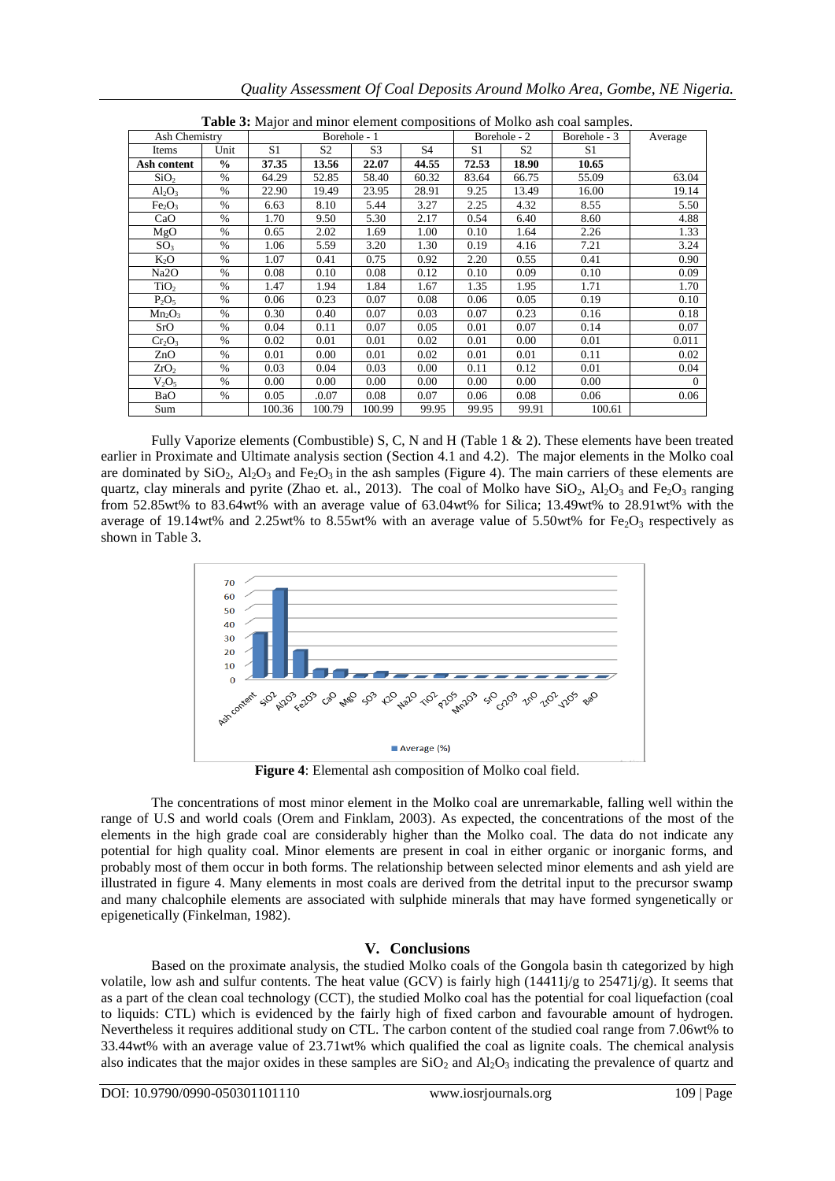**Table 3:** Major and minor element compositions of Molko ash coal samples.

| Ash Chemistry | | Borehole - 1 | | | | Borehole - 2 | | Borehole - 3 | Average |
|---|---|---|---|---|---|---|---|---|---|
| Items | Unit | S1 | S2 | S3 | S4 | S1 | S2 | S1 | |
| **Ash content** | **%** | **37.35** | **13.56** | **22.07** | **44.55** | **72.53** | **18.90** | **10.65** | |
| $SiO_2$ | % | 64.29 | 52.85 | 58.40 | 60.32 | 83.64 | 66.75 | 55.09 | 63.04 |
| $Al_2O_3$ | % | 22.90 | 19.49 | 23.95 | 28.91 | 9.25 | 13.49 | 16.00 | 19.14 |
| $Fe_2O_3$ | % | 6.63 | 8.10 | 5.44 | 3.27 | 2.25 | 4.32 | 8.55 | 5.50 |
| CaO | % | 1.70 | 9.50 | 5.30 | 2.17 | 0.54 | 6.40 | 8.60 | 4.88 |
| MgO | % | 0.65 | 2.02 | 1.69 | 1.00 | 0.10 | 1.64 | 2.26 | 1.33 |
| $SO_3$ | % | 1.06 | 5.59 | 3.20 | 1.30 | 0.19 | 4.16 | 7.21 | 3.24 |
| $K_2O$ | % | 1.07 | 0.41 | 0.75 | 0.92 | 2.20 | 0.55 | 0.41 | 0.90 |
| Na2O | % | 0.08 | 0.10 | 0.08 | 0.12 | 0.10 | 0.09 | 0.10 | 0.09 |
| $TiO_2$ | % | 1.47 | 1.94 | 1.84 | 1.67 | 1.35 | 1.95 | 1.71 | 1.70 |
| $P_2O_5$ | % | 0.06 | 0.23 | 0.07 | 0.08 | 0.06 | 0.05 | 0.19 | 0.10 |
| $Mn_2O_3$ | % | 0.30 | 0.40 | 0.07 | 0.03 | 0.07 | 0.23 | 0.16 | 0.18 |
| SrO | % | 0.04 | 0.11 | 0.07 | 0.05 | 0.01 | 0.07 | 0.14 | 0.07 |
| $Cr_2O_3$ | % | 0.02 | 0.01 | 0.01 | 0.02 | 0.01 | 0.00 | 0.01 | 0.011 |
| ZnO | % | 0.01 | 0.00 | 0.01 | 0.02 | 0.01 | 0.01 | 0.11 | 0.02 |
| $ZrO_2$ | % | 0.03 | 0.04 | 0.03 | 0.00 | 0.11 | 0.12 | 0.01 | 0.04 |
| $V_2O_5$ | % | 0.00 | 0.00 | 0.00 | 0.00 | 0.00 | 0.00 | 0.00 | 0 |
| BaO | % | 0.05 | .0.07 | 0.08 | 0.07 | 0.06 | 0.08 | 0.06 | 0.06 |
| Sum | | 100.36 | 100.79 | 100.99 | 99.95 | 99.95 | 99.91 | 100.61 | |

Fully Vaporize elements (Combustible) S, C, N and H (Table 1 & 2). These elements have been treated earlier in Proximate and Ultimate analysis section (Section 4.1 and 4.2). The major elements in the Molko coal are dominated by $SiO_2$, $Al_2O_3$ and $Fe_2O_3$ in the ash samples (Figure 4). The main carriers of these elements are quartz, clay minerals and pyrite (Zhao et. al., 2013). The coal of Molko have $SiO_2$, $Al_2O_3$ and $Fe_2O_3$ ranging from 52.85wt% to 83.64wt% with an average value of 63.04wt% for Silica; 13.49wt% to 28.91wt% with the average of 19.14wt% and 2.25wt% to 8.55wt% with an average value of 5.50wt% for $Fe_2O_3$ respectively as shown in Table 3.

**Figure 4**: Elemental ash composition of Molko coal field.

The concentrations of most minor element in the Molko coal are unremarkable, falling well within the range of U.S and world coals (Orem and Finklam, 2003). As expected, the concentrations of the most of the elements in the high grade coal are considerably higher than the Molko coal. The data do not indicate any potential for high quality coal. Minor elements are present in coal in either organic or inorganic forms, and probably most of them occur in both forms. The relationship between selected minor elements and ash yield are illustrated in figure 4. Many elements in most coals are derived from the detrital input to the precursor swamp and many chalcophile elements are associated with sulphide minerals that may have formed syngenetically or epigenetically (Finkelman, 1982).

## V. Conclusions

Based on the proximate analysis, the studied Molko coals of the Gongola basin th categorized by high volatile, low ash and sulfur contents. The heat value (GCV) is fairly high (14411j/g to 25471j/g). It seems that as a part of the clean coal technology (CCT), the studied Molko coal has the potential for coal liquefaction (coal to liquids: CTL) which is evidenced by the fairly high of fixed carbon and favourable amount of hydrogen. Nevertheless it requires additional study on CTL. The carbon content of the studied coal range from 7.06wt% to 33.44wt% with an average value of 23.71wt% which qualified the coal as lignite coals. The chemical analysis also indicates that the major oxides in these samples are $SiO_2$ and $Al_2O_3$ indicating the prevalence of quartz and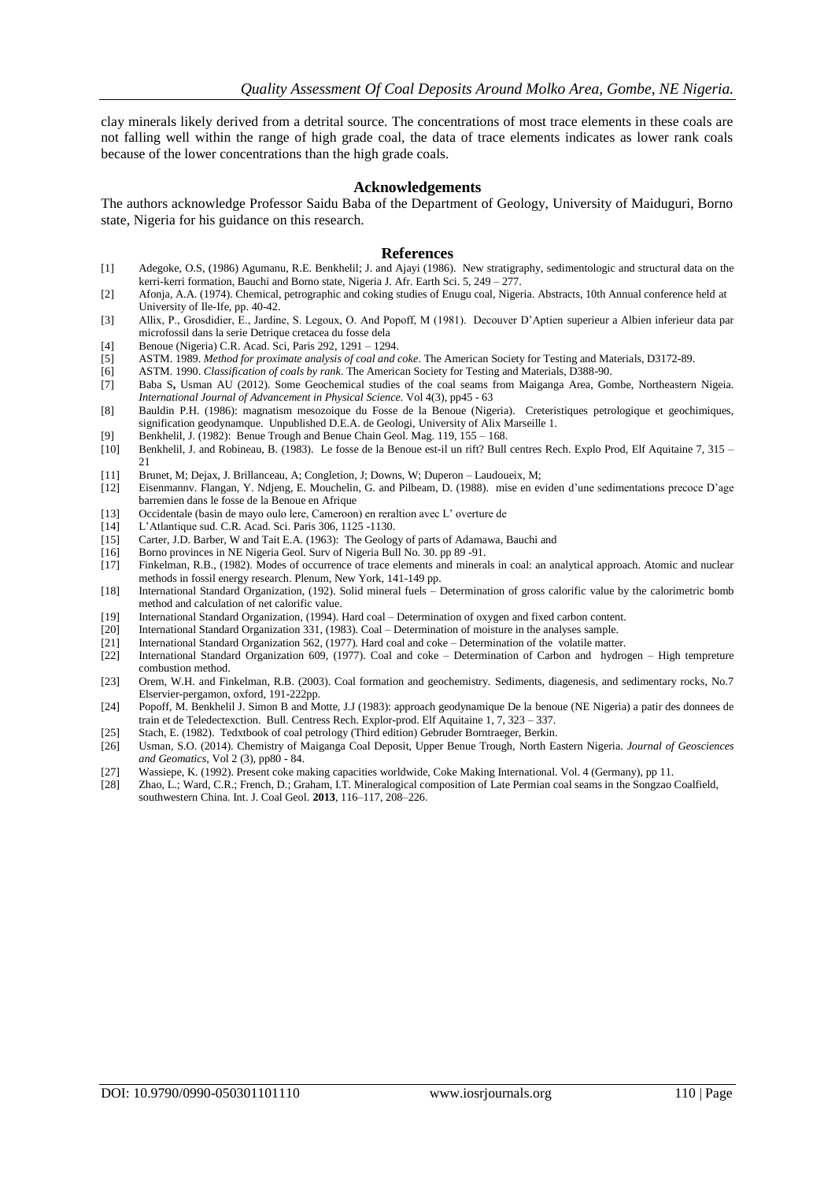clay minerals likely derived from a detrital source. The concentrations of most trace elements in these coals are not falling well within the range of high grade coal, the data of trace elements indicates as lower rank coals because of the lower concentrations than the high grade coals.

## Acknowledgements

The authors acknowledge Professor Saidu Baba of the Department of Geology, University of Maiduguri, Borno state, Nigeria for his guidance on this research.

## References

[1] Adegoke, O.S, (1986) Agumanu, R.E. Benkhelil; J. and Ajayi (1986). New stratigraphy, sedimentologic and structural data on the kerri-kerri formation, Bauchi and Borno state, Nigeria J. Afr. Earth Sci. 5, 249 – 277.

[2] Afonja, A.A. (1974). Chemical, petrographic and coking studies of Enugu coal, Nigeria. Abstracts, 10th Annual conference held at University of Ile-Ife, pp. 40-42.

[3] Allix, P., Grosdidier, E., Jardine, S. Legoux, O. And Popoff, M (1981). Decouver D'Aptien superieur a Albien inferieur data par microfossil dans la serie Detrique cretacea du fosse dela

[4] Benoue (Nigeria) C.R. Acad. Sci, Paris 292, 1291 – 1294.

[5] ASTM. 1989. *Method for proximate analysis of coal and coke*. The American Society for Testing and Materials, D3172-89.

[6] ASTM. 1990. *Classification of coals by rank*. The American Society for Testing and Materials, D388-90.

[7] Baba S**,** Usman AU (2012). Some Geochemical studies of the coal seams from Maiganga Area, Gombe, Northeastern Nigeia. *International Journal of Advancement in Physical Science.* Vol 4(3), pp45 - 63

[8] Bauldin P.H. (1986): magnatism mesozoique du Fosse de la Benoue (Nigeria). Creteristiques petrologique et geochimiques, signification geodynamque. Unpublished D.E.A. de Geologi, University of Alix Marseille 1.

[9] Benkhelil, J. (1982): Benue Trough and Benue Chain Geol. Mag. 119, 155 – 168.

[10] Benkhelil, J. and Robineau, B. (1983). Le fosse de la Benoue est-il un rift? Bull centres Rech. Explo Prod, Elf Aquitaine 7, 315 – 21

[11] Brunet, M; Dejax, J. Brillanceau, A; Congletion, J; Downs, W; Duperon – Laudoueix, M;

[12] Eisenmannv. Flangan, Y. Ndjeng, E. Mouchelin, G. and Pilbeam, D. (1988). mise en eviden d'une sedimentations precoce D'age barremien dans le fosse de la Benoue en Afrique

[13] Occidentale (basin de mayo oulo lere, Cameroon) en reraltion avec L' overture de

[14] L'Atlantique sud. C.R. Acad. Sci. Paris 306, 1125 -1130.

[15] Carter, J.D. Barber, W and Tait E.A. (1963): The Geology of parts of Adamawa, Bauchi and

[16] Borno provinces in NE Nigeria Geol. Surv of Nigeria Bull No. 30. pp 89 -91.

[17] Finkelman, R.B., (1982). Modes of occurrence of trace elements and minerals in coal: an analytical approach. Atomic and nuclear methods in fossil energy research. Plenum, New York, 141-149 pp.

[18] International Standard Organization, (192). Solid mineral fuels – Determination of gross calorific value by the calorimetric bomb method and calculation of net calorific value.

[19] International Standard Organization, (1994). Hard coal – Determination of oxygen and fixed carbon content.

[20] International Standard Organization 331, (1983). Coal – Determination of moisture in the analyses sample.

[21] International Standard Organization 562, (1977). Hard coal and coke – Determination of the volatile matter.

[22] International Standard Organization 609, (1977). Coal and coke – Determination of Carbon and hydrogen – High tempreture combustion method.

[23] Orem, W.H. and Finkelman, R.B. (2003). Coal formation and geochemistry. Sediments, diagenesis, and sedimentary rocks, No.7 Elservier-pergamon, oxford, 191-222pp.

[24] Popoff, M. Benkhelil J. Simon B and Motte, J.J (1983): approach geodynamique De la benoue (NE Nigeria) a patir des donnees de train et de Teledectexction. Bull. Centress Rech. Explor-prod. Elf Aquitaine 1, 7, 323 – 337.

[25] Stach, E. (1982). Tedxtbook of coal petrology (Third edition) Gebruder Borntraeger, Berkin.

[26] Usman, S.O. (2014). Chemistry of Maiganga Coal Deposit, Upper Benue Trough, North Eastern Nigeria. *Journal of Geosciences and Geomatics*, Vol 2 (3), pp80 - 84.

[27] Wassiepe, K. (1992). Present coke making capacities worldwide, Coke Making International. Vol. 4 (Germany), pp 11.

[28] Zhao, L.; Ward, C.R.; French, D.; Graham, I.T. Mineralogical composition of Late Permian coal seams in the Songzao Coalfield, southwestern China. Int. J. Coal Geol. **2013**, 116–117, 208–226.